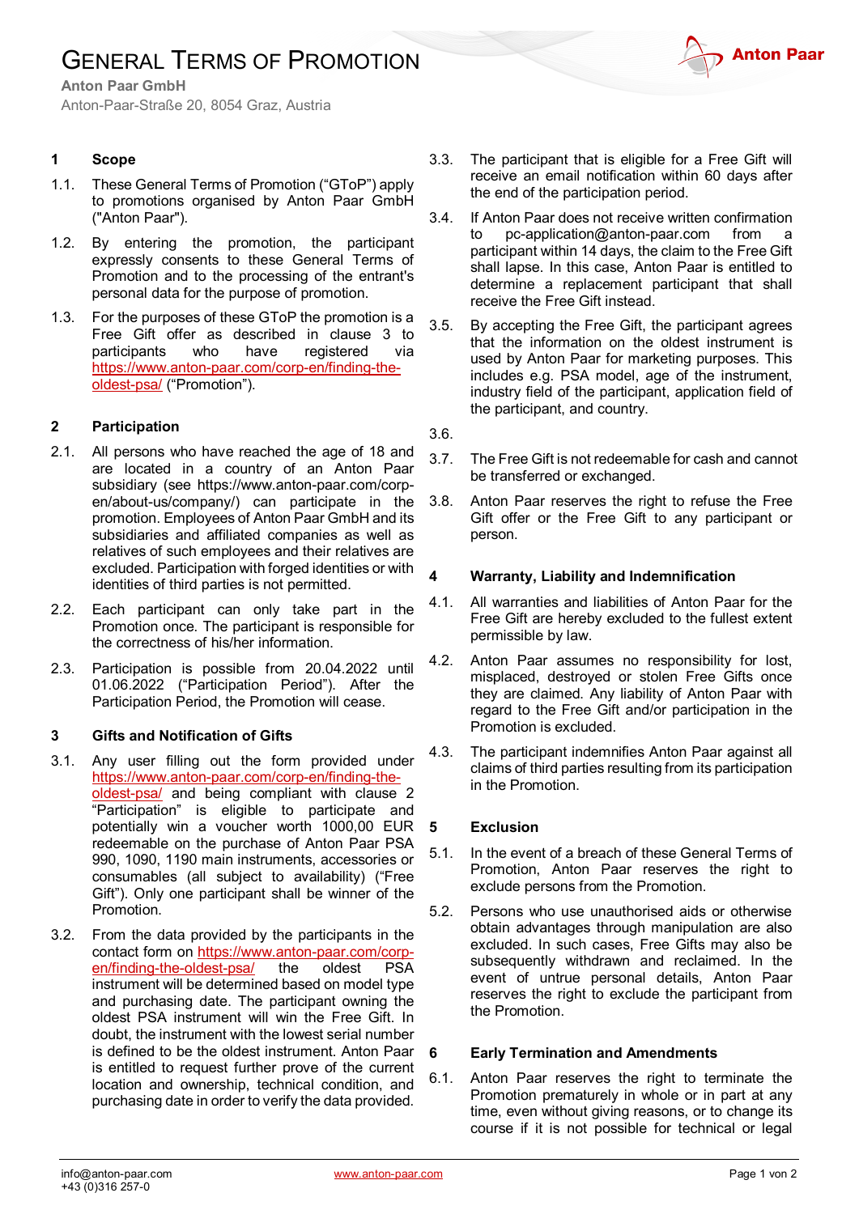# General Terms of Promotion

**Anton Paar GmbH**

Anton-Paar-Straße 20, 8054 Graz, Austria

## 1 Scope

1.1. These General Terms of Promotion ("GToP") apply to promotions organised by Anton Paar GmbH ("Anton Paar").

1.2. By entering the promotion, the participant expressly consents to these General Terms of Promotion and to the processing of the entrant's personal data for the purpose of promotion.

1.3. For the purposes of these GToP the promotion is a Free Gift offer as described in clause 3 to participants who have registered via https://www.anton-paar.com/corp-en/finding-the-oldest-psa/ ("Promotion").

## 2 Participation

2.1. All persons who have reached the age of 18 and are located in a country of an Anton Paar subsidiary (see https://www.anton-paar.com/corp-en/about-us/company/) can participate in the promotion. Employees of Anton Paar GmbH and its subsidiaries and affiliated companies as well as relatives of such employees and their relatives are excluded. Participation with forged identities or with identities of third parties is not permitted.

2.2. Each participant can only take part in the Promotion once. The participant is responsible for the correctness of his/her information.

2.3. Participation is possible from 20.04.2022 until 01.06.2022 ("Participation Period"). After the Participation Period, the Promotion will cease.

## 3 Gifts and Notification of Gifts

3.1. Any user filling out the form provided under https://www.anton-paar.com/corp-en/finding-the-oldest-psa/ and being compliant with clause 2 "Participation" is eligible to participate and potentially win a voucher worth 1000,00 EUR redeemable on the purchase of Anton Paar PSA 990, 1090, 1190 main instruments, accessories or consumables (all subject to availability) ("Free Gift"). Only one participant shall be winner of the Promotion.

3.2. From the data provided by the participants in the contact form on https://www.anton-paar.com/corp-en/finding-the-oldest-psa/ the oldest PSA instrument will be determined based on model type and purchasing date. The participant owning the oldest PSA instrument will win the Free Gift. In doubt, the instrument with the lowest serial number is defined to be the oldest instrument. Anton Paar is entitled to request further prove of the current location and ownership, technical condition, and purchasing date in order to verify the data provided.

3.3. The participant that is eligible for a Free Gift will receive an email notification within 60 days after the end of the participation period.

3.4. If Anton Paar does not receive written confirmation to pc-application@anton-paar.com from a participant within 14 days, the claim to the Free Gift shall lapse. In this case, Anton Paar is entitled to determine a replacement participant that shall receive the Free Gift instead.

3.5. By accepting the Free Gift, the participant agrees that the information on the oldest instrument is used by Anton Paar for marketing purposes. This includes e.g. PSA model, age of the instrument, industry field of the participant, application field of the participant, and country.

3.6.

3.7. The Free Gift is not redeemable for cash and cannot be transferred or exchanged.

3.8. Anton Paar reserves the right to refuse the Free Gift offer or the Free Gift to any participant or person.

## 4 Warranty, Liability and Indemnification

4.1. All warranties and liabilities of Anton Paar for the Free Gift are hereby excluded to the fullest extent permissible by law.

4.2. Anton Paar assumes no responsibility for lost, misplaced, destroyed or stolen Free Gifts once they are claimed. Any liability of Anton Paar with regard to the Free Gift and/or participation in the Promotion is excluded.

4.3. The participant indemnifies Anton Paar against all claims of third parties resulting from its participation in the Promotion.

## 5 Exclusion

5.1. In the event of a breach of these General Terms of Promotion, Anton Paar reserves the right to exclude persons from the Promotion.

5.2. Persons who use unauthorised aids or otherwise obtain advantages through manipulation are also excluded. In such cases, Free Gifts may also be subsequently withdrawn and reclaimed. In the event of untrue personal details, Anton Paar reserves the right to exclude the participant from the Promotion.

## 6 Early Termination and Amendments

6.1. Anton Paar reserves the right to terminate the Promotion prematurely in whole or in part at any time, even without giving reasons, or to change its course if it is not possible for technical or legal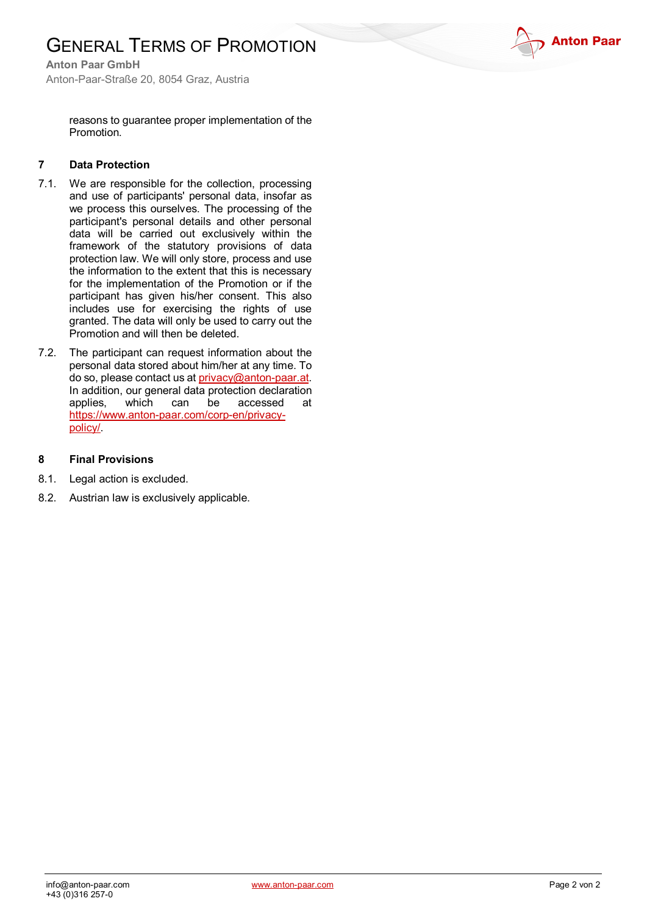reasons to guarantee proper implementation of the Promotion.

## 7 Data Protection

7.1. We are responsible for the collection, processing and use of participants' personal data, insofar as we process this ourselves. The processing of the participant's personal details and other personal data will be carried out exclusively within the framework of the statutory provisions of data protection law. We will only store, process and use the information to the extent that this is necessary for the implementation of the Promotion or if the participant has given his/her consent. This also includes use for exercising the rights of use granted. The data will only be used to carry out the Promotion and will then be deleted.

7.2. The participant can request information about the personal data stored about him/her at any time. To do so, please contact us at privacy@anton-paar.at. In addition, our general data protection declaration applies, which can be accessed at https://www.anton-paar.com/corp-en/privacy-policy/.

## 8 Final Provisions

8.1. Legal action is excluded.

8.2. Austrian law is exclusively applicable.